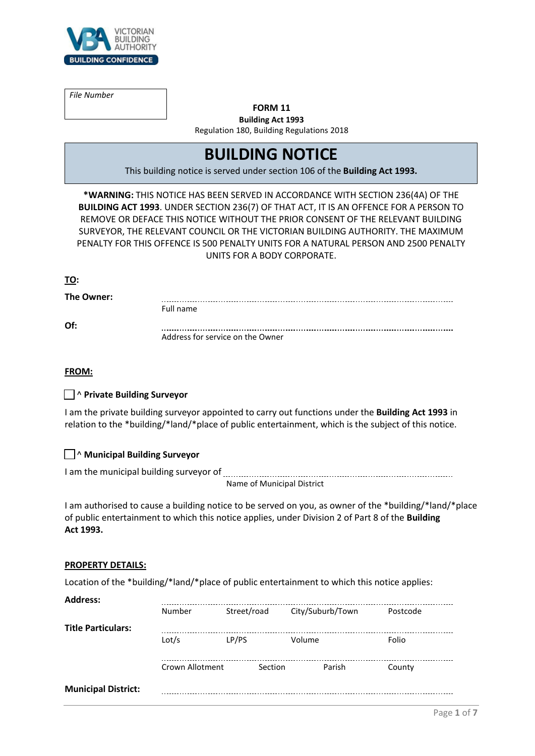VICTORIAN BUILDING AUTHORITY
BUILDING CONFIDENCE

*File Number*

**FORM 11**
**Building Act 1993**
Regulation 180, Building Regulations 2018

# BUILDING NOTICE

This building notice is served under section 106 of the **Building Act 1993.**

***WARNING:** THIS NOTICE HAS BEEN SERVED IN ACCORDANCE WITH SECTION 236(4A) OF THE **BUILDING ACT 1993**. UNDER SECTION 236(7) OF THAT ACT, IT IS AN OFFENCE FOR A PERSON TO REMOVE OR DEFACE THIS NOTICE WITHOUT THE PRIOR CONSENT OF THE RELEVANT BUILDING SURVEYOR, THE RELEVANT COUNCIL OR THE VICTORIAN BUILDING AUTHORITY. THE MAXIMUM PENALTY FOR THIS OFFENCE IS 500 PENALTY UNITS FOR A NATURAL PERSON AND 2500 PENALTY UNITS FOR A BODY CORPORATE.

**TO:**

**The Owner:** ..............................................................
Full name

**Of:** ..............................................................
Address for service on the Owner

**FROM:**

☐ ^ **Private Building Surveyor**

I am the private building surveyor appointed to carry out functions under the **Building Act 1993** in relation to the *building/*land/*place of public entertainment, which is the subject of this notice.

☐ ^ **Municipal Building Surveyor**

I am the municipal building surveyor of ..............................................................
Name of Municipal District

I am authorised to cause a building notice to be served on you, as owner of the *building/*land/*place of public entertainment to which this notice applies, under Division 2 of Part 8 of the **Building Act 1993.**

**PROPERTY DETAILS:**

Location of the *building/*land/*place of public entertainment to which this notice applies:

**Address:** ..............................................................
Number Street/road City/Suburb/Town Postcode

**Title Particulars:** ..............................................................
Lot/s LP/PS Volume Folio

..............................................................
Crown Allotment Section Parish County

**Municipal District:** ..............................................................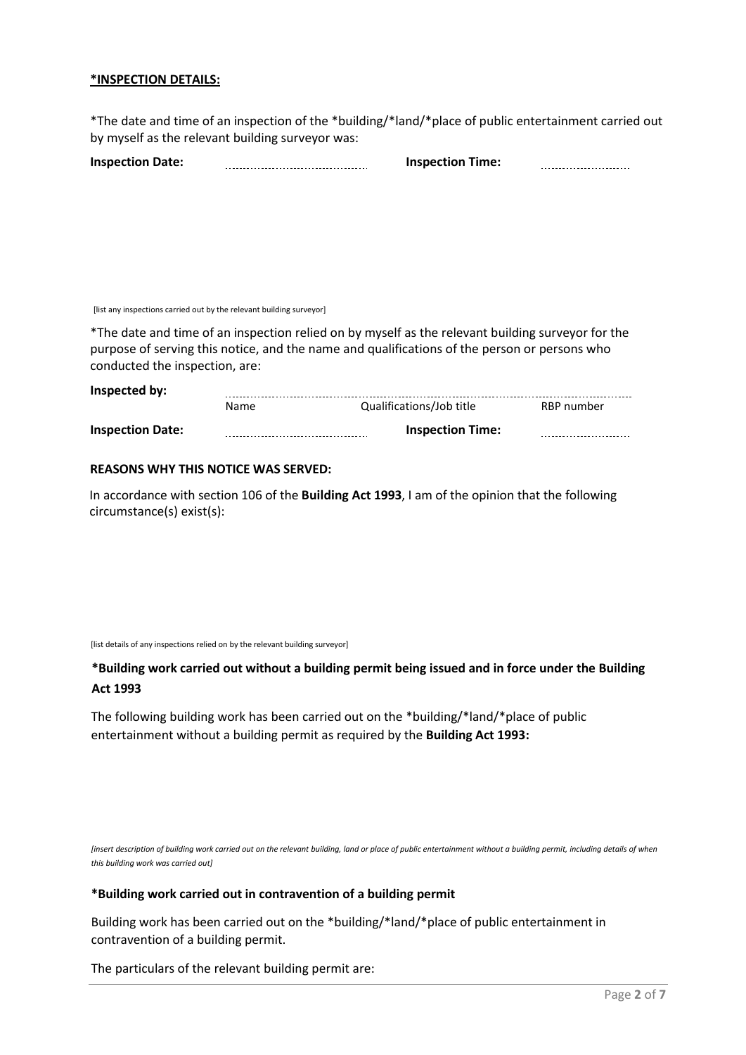**\*INSPECTION DETAILS:**

\*The date and time of an inspection of the \*building/\*land/\*place of public entertainment carried out by myself as the relevant building surveyor was:

**Inspection Date:** .................................... **Inspection Time:** ........................

[list any inspections carried out by the relevant building surveyor]

\*The date and time of an inspection relied on by myself as the relevant building surveyor for the purpose of serving this notice, and the name and qualifications of the person or persons who conducted the inspection, are:

**Inspected by:** ..........................................................................................................

Name Qualifications/Job title RBP number

**Inspection Date:** .................................... **Inspection Time:** ........................

**REASONS WHY THIS NOTICE WAS SERVED:**

In accordance with section 106 of the **Building Act 1993**, I am of the opinion that the following circumstance(s) exist(s):

[list details of any inspections relied on by the relevant building surveyor]

**\*Building work carried out without a building permit being issued and in force under the Building Act 1993**

The following building work has been carried out on the \*building/\*land/\*place of public entertainment without a building permit as required by the **Building Act 1993:**

*[insert description of building work carried out on the relevant building, land or place of public entertainment without a building permit, including details of when this building work was carried out]*

**\*Building work carried out in contravention of a building permit**

Building work has been carried out on the \*building/\*land/\*place of public entertainment in contravention of a building permit.

The particulars of the relevant building permit are: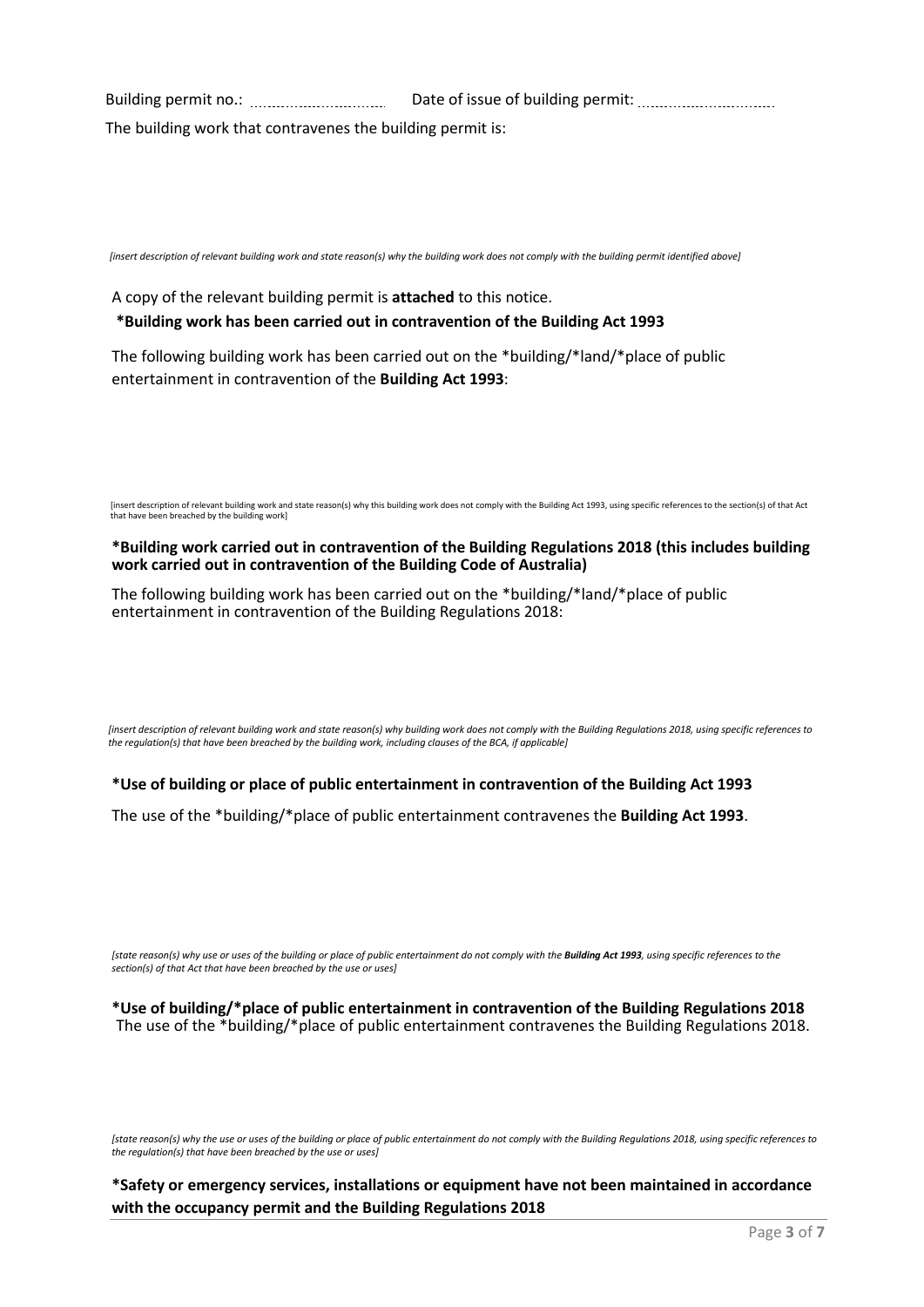Building permit no.: ............................ Date of issue of building permit: ............................

The building work that contravenes the building permit is:

*[insert description of relevant building work and state reason(s) why the building work does not comply with the building permit identified above]*

A copy of the relevant building permit is **attached** to this notice.

**\*Building work has been carried out in contravention of the Building Act 1993**

The following building work has been carried out on the *building/*land/*place of public entertainment in contravention of the **Building Act 1993**:

[insert description of relevant building work and state reason(s) why this building work does not comply with the Building Act 1993, using specific references to the section(s) of that Act that have been breached by the building work]

**\*Building work carried out in contravention of the Building Regulations 2018 (this includes building work carried out in contravention of the Building Code of Australia)**

The following building work has been carried out on the *building/*land/*place of public entertainment in contravention of the Building Regulations 2018:

*[insert description of relevant building work and state reason(s) why building work does not comply with the Building Regulations 2018, using specific references to the regulation(s) that have been breached by the building work, including clauses of the BCA, if applicable]*

**\*Use of building or place of public entertainment in contravention of the Building Act 1993**

The use of the *building/*place of public entertainment contravenes the **Building Act 1993**.

*[state reason(s) why use or uses of the building or place of public entertainment do not comply with the **Building Act 1993**, using specific references to the section(s) of that Act that have been breached by the use or uses]*

**\*Use of building/*place of public entertainment in contravention of the Building Regulations 2018**

The use of the *building/*place of public entertainment contravenes the Building Regulations 2018.

*[state reason(s) why the use or uses of the building or place of public entertainment do not comply with the Building Regulations 2018, using specific references to the regulation(s) that have been breached by the use or uses]*

**\*Safety or emergency services, installations or equipment have not been maintained in accordance with the occupancy permit and the Building Regulations 2018**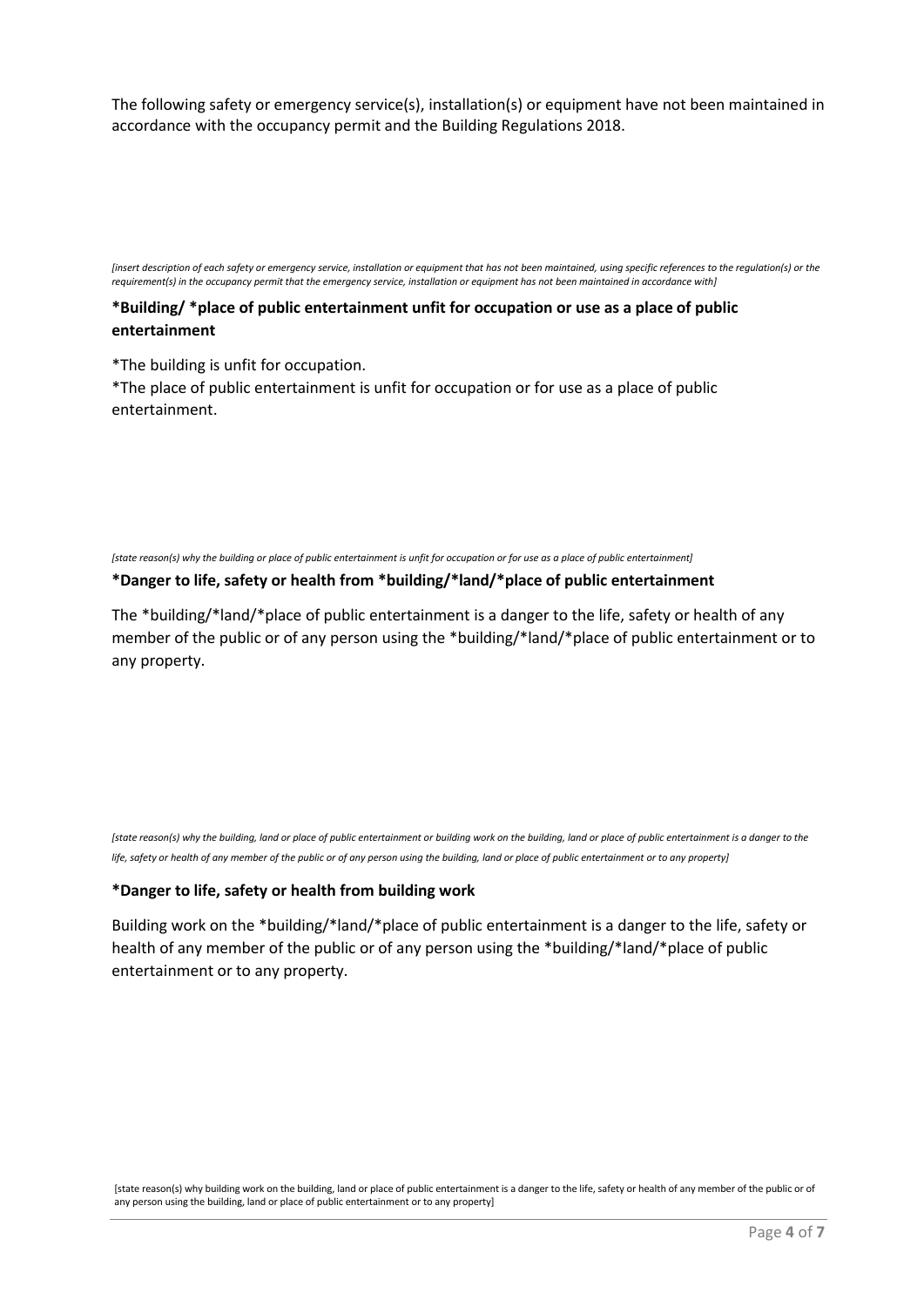The following safety or emergency service(s), installation(s) or equipment have not been maintained in accordance with the occupancy permit and the Building Regulations 2018.

*[insert description of each safety or emergency service, installation or equipment that has not been maintained, using specific references to the regulation(s) or the requirement(s) in the occupancy permit that the emergency service, installation or equipment has not been maintained in accordance with]*

**\*Building/ \*place of public entertainment unfit for occupation or use as a place of public entertainment**

*The building is unfit for occupation.
*The place of public entertainment is unfit for occupation or for use as a place of public entertainment.

*[state reason(s) why the building or place of public entertainment is unfit for occupation or for use as a place of public entertainment]*

**\*Danger to life, safety or health from \*building/\*land/\*place of public entertainment**

The *building/*land/*place of public entertainment is a danger to the life, safety or health of any member of the public or of any person using the *building/*land/*place of public entertainment or to any property.

*[state reason(s) why the building, land or place of public entertainment or building work on the building, land or place of public entertainment is a danger to the life, safety or health of any member of the public or of any person using the building, land or place of public entertainment or to any property]*

**\*Danger to life, safety or health from building work**

Building work on the *building/*land/*place of public entertainment is a danger to the life, safety or health of any member of the public or of any person using the *building/*land/*place of public entertainment or to any property.

[state reason(s) why building work on the building, land or place of public entertainment is a danger to the life, safety or health of any member of the public or of any person using the building, land or place of public entertainment or to any property]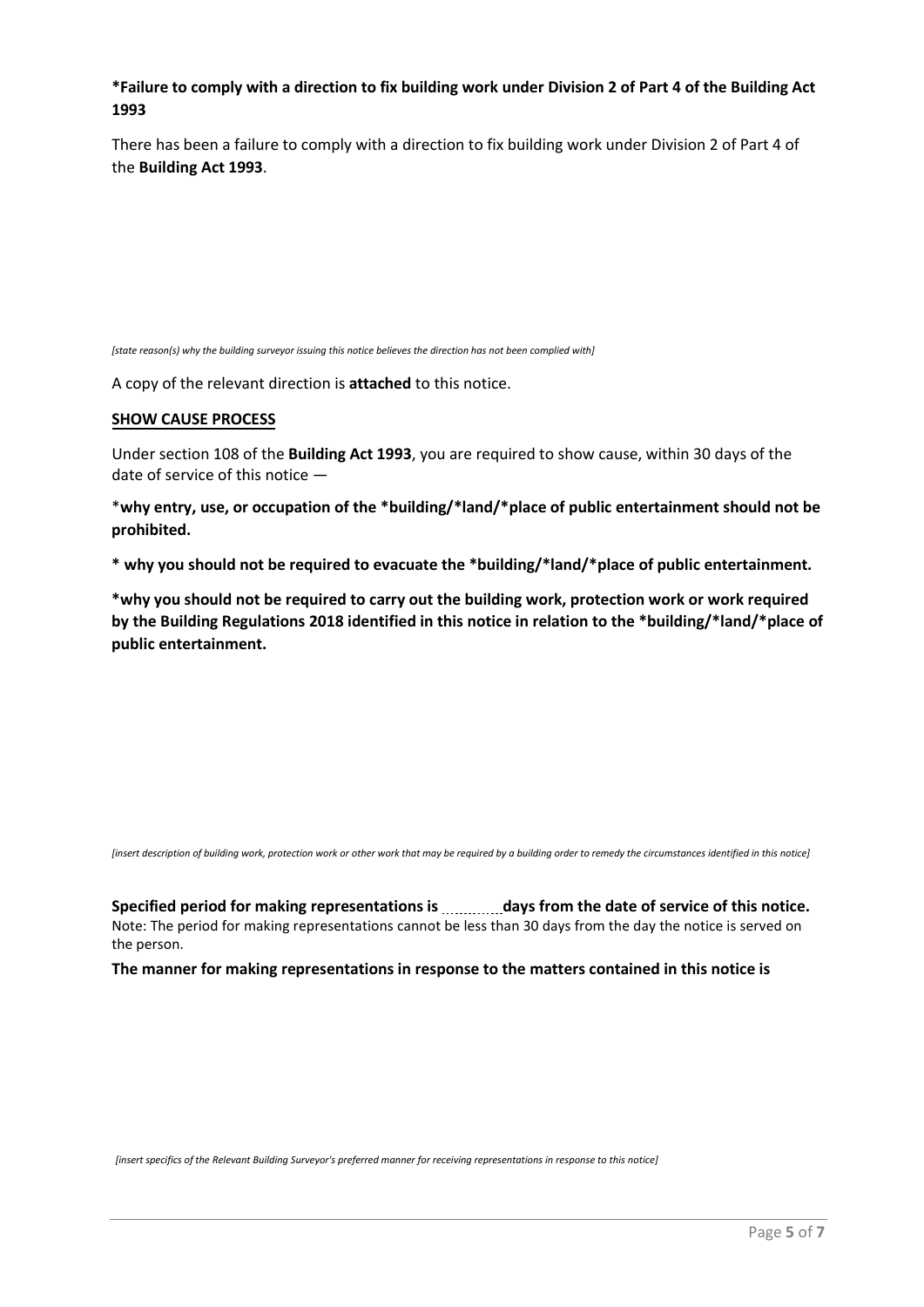**\*Failure to comply with a direction to fix building work under Division 2 of Part 4 of the Building Act 1993**

There has been a failure to comply with a direction to fix building work under Division 2 of Part 4 of the **Building Act 1993**.

*[state reason(s) why the building surveyor issuing this notice believes the direction has not been complied with]*

A copy of the relevant direction is **attached** to this notice.

**SHOW CAUSE PROCESS**

Under section 108 of the **Building Act 1993**, you are required to show cause, within 30 days of the date of service of this notice —

\***why entry, use, or occupation of the \*building/\*land/\*place of public entertainment should not be prohibited.**

**\* why you should not be required to evacuate the \*building/\*land/\*place of public entertainment.**

**\*why you should not be required to carry out the building work, protection work or work required by the Building Regulations 2018 identified in this notice in relation to the \*building/\*land/\*place of public entertainment.**

*[insert description of building work, protection work or other work that may be required by a building order to remedy the circumstances identified in this notice]*

**Specified period for making representations is ............ days from the date of service of this notice.**

Note: The period for making representations cannot be less than 30 days from the day the notice is served on the person.

**The manner for making representations in response to the matters contained in this notice is**

*[insert specifics of the Relevant Building Surveyor's preferred manner for receiving representations in response to this notice]*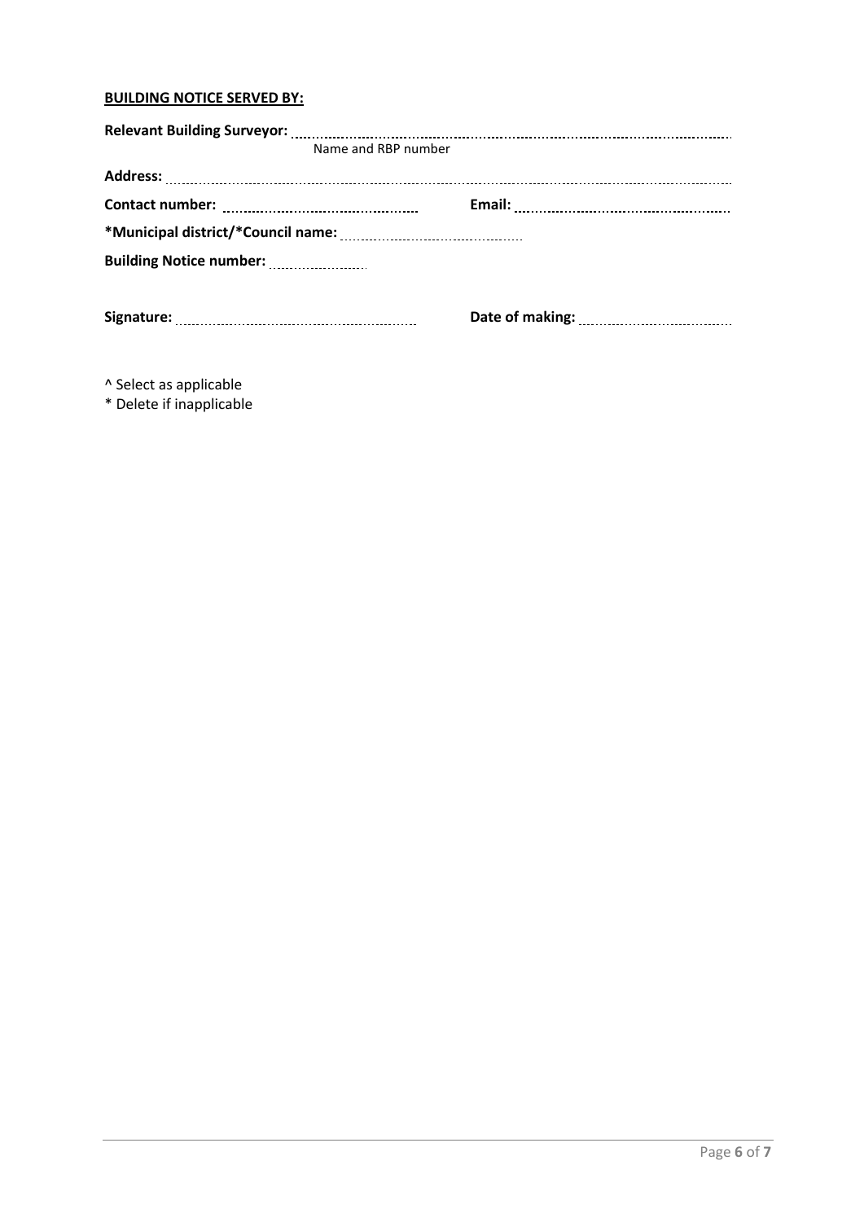**BUILDING NOTICE SERVED BY:**

**Relevant Building Surveyor:** ..................................................................................................
Name and RBP number

**Address:** ..................................................................................................

**Contact number:** ...................................... **Email:** ......................................

***Municipal district/*Council name:** ......................................

**Building Notice number:** ....................

**Signature:** ...................................... **Date of making:** ......................................

^ Select as applicable

* Delete if inapplicable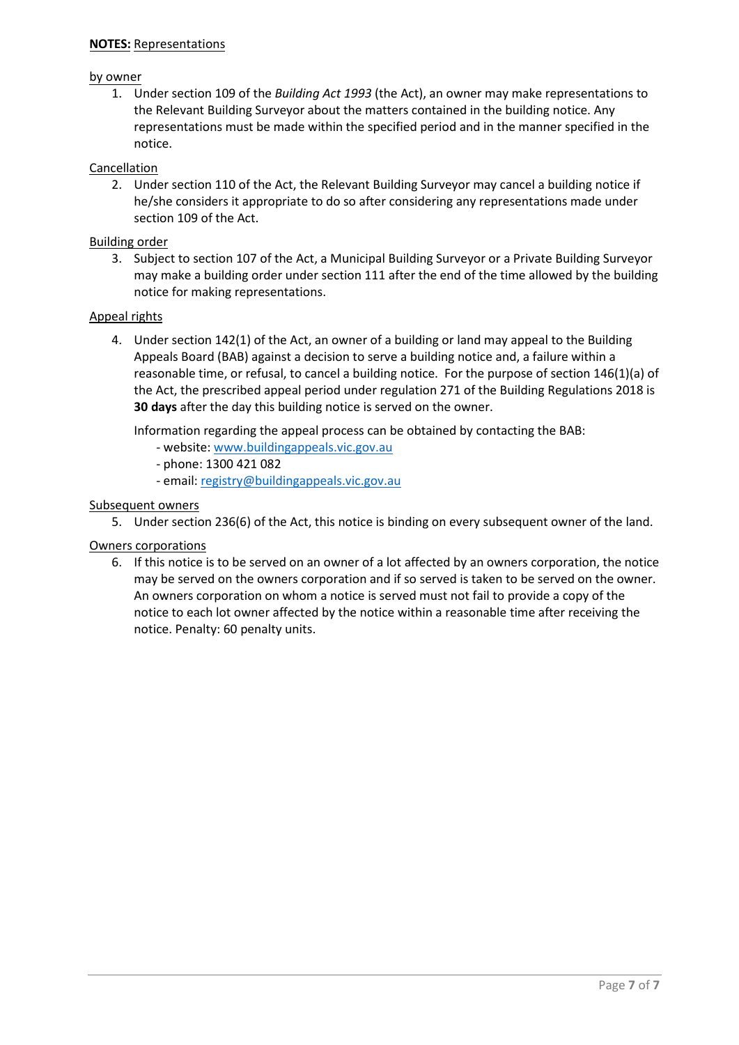**NOTES:** Representations

by owner

1. Under section 109 of the *Building Act 1993* (the Act), an owner may make representations to the Relevant Building Surveyor about the matters contained in the building notice. Any representations must be made within the specified period and in the manner specified in the notice.

Cancellation

2. Under section 110 of the Act, the Relevant Building Surveyor may cancel a building notice if he/she considers it appropriate to do so after considering any representations made under section 109 of the Act.

Building order

3. Subject to section 107 of the Act, a Municipal Building Surveyor or a Private Building Surveyor may make a building order under section 111 after the end of the time allowed by the building notice for making representations.

Appeal rights

4. Under section 142(1) of the Act, an owner of a building or land may appeal to the Building Appeals Board (BAB) against a decision to serve a building notice and, a failure within a reasonable time, or refusal, to cancel a building notice. For the purpose of section 146(1)(a) of the Act, the prescribed appeal period under regulation 271 of the Building Regulations 2018 is **30 days** after the day this building notice is served on the owner.

   Information regarding the appeal process can be obtained by contacting the BAB:
   - website: www.buildingappeals.vic.gov.au
   - phone: 1300 421 082
   - email: registry@buildingappeals.vic.gov.au

Subsequent owners

5. Under section 236(6) of the Act, this notice is binding on every subsequent owner of the land.

Owners corporations

6. If this notice is to be served on an owner of a lot affected by an owners corporation, the notice may be served on the owners corporation and if so served is taken to be served on the owner. An owners corporation on whom a notice is served must not fail to provide a copy of the notice to each lot owner affected by the notice within a reasonable time after receiving the notice. Penalty: 60 penalty units.